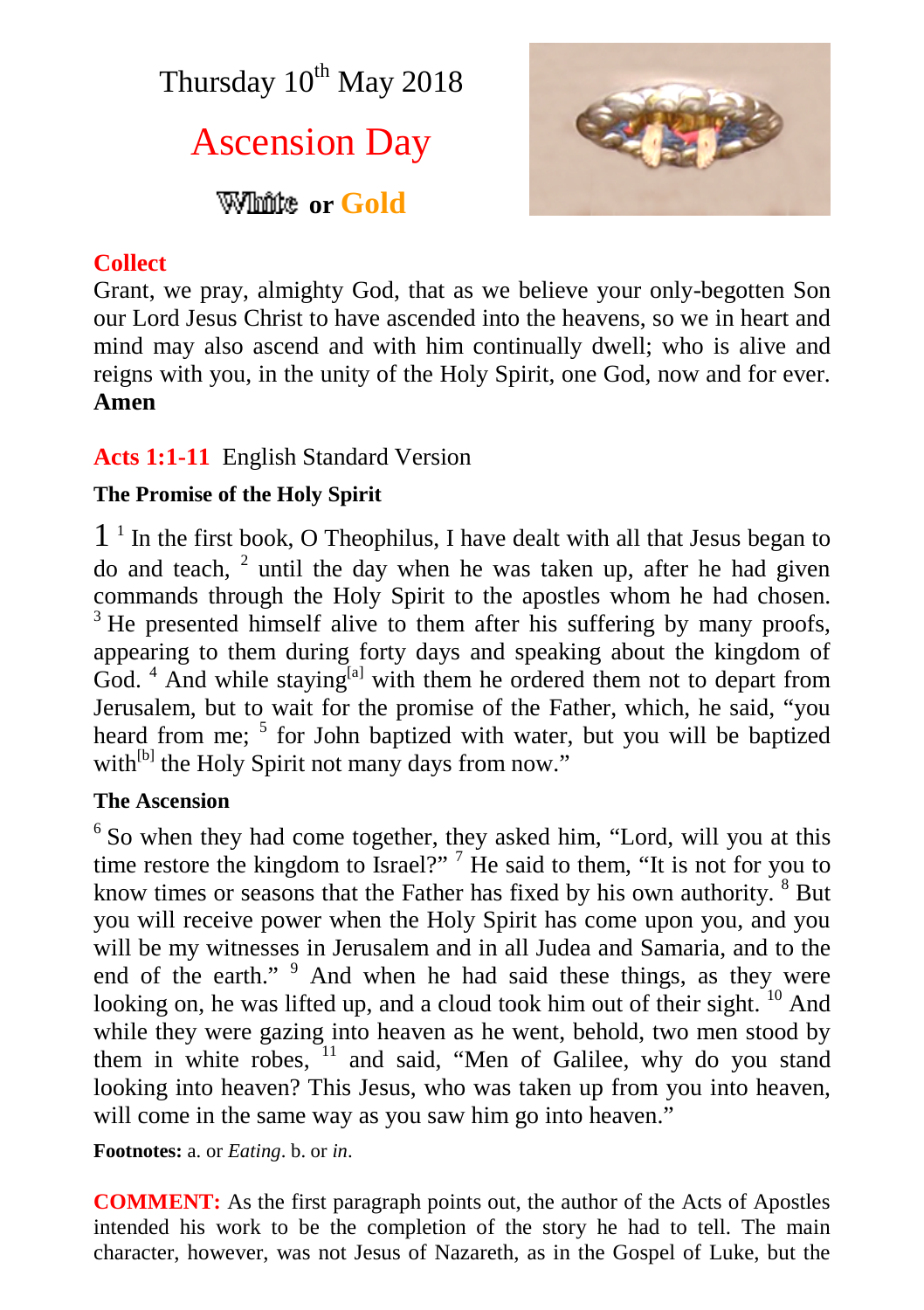Thursday 10th May 2018

# Ascension Day

**White or Gold**

**Collect**

Grant, we pray, almighty God, that as we believe your only-begotten Son our Lord Jesus Christ to have ascended into the heavens, so we in heart and mind may also ascend and with him continually dwell; who is alive and reigns with you, in the unity of the Holy Spirit, one God, now and for ever. **Amen**

**Acts 1:1-11** English Standard Version

**The Promise of the Holy Spirit**

1 [1] In the first book, O Theophilus, I have dealt with all that Jesus began to do and teach, [2] until the day when he was taken up, after he had given commands through the Holy Spirit to the apostles whom he had chosen. [3] He presented himself alive to them after his suffering by many proofs, appearing to them during forty days and speaking about the kingdom of God. [4] And while staying[a] with them he ordered them not to depart from Jerusalem, but to wait for the promise of the Father, which, he said, "you heard from me; [5] for John baptized with water, but you will be baptized with[b] the Holy Spirit not many days from now."

**The Ascension**

[6] So when they had come together, they asked him, "Lord, will you at this time restore the kingdom to Israel?" [7] He said to them, "It is not for you to know times or seasons that the Father has fixed by his own authority. [8] But you will receive power when the Holy Spirit has come upon you, and you will be my witnesses in Jerusalem and in all Judea and Samaria, and to the end of the earth." [9] And when he had said these things, as they were looking on, he was lifted up, and a cloud took him out of their sight. [10] And while they were gazing into heaven as he went, behold, two men stood by them in white robes, [11] and said, "Men of Galilee, why do you stand looking into heaven? This Jesus, who was taken up from you into heaven, will come in the same way as you saw him go into heaven."

**Footnotes:** a. or *Eating*. b. or *in*.

**COMMENT:** As the first paragraph points out, the author of the Acts of Apostles intended his work to be the completion of the story he had to tell. The main character, however, was not Jesus of Nazareth, as in the Gospel of Luke, but the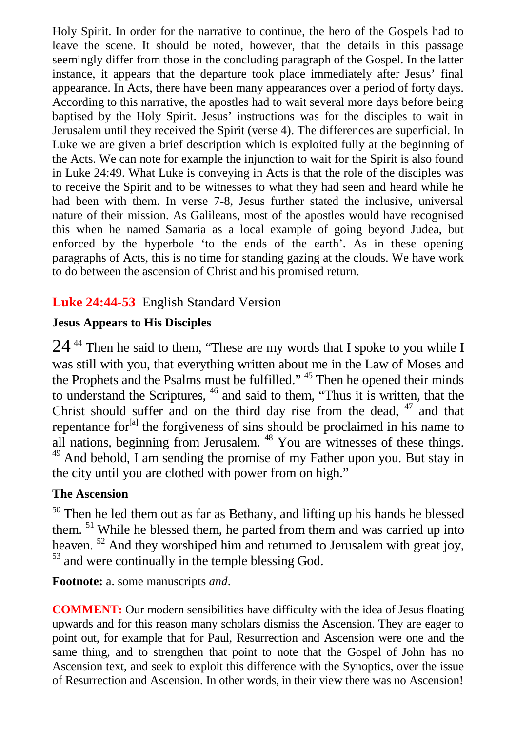Holy Spirit. In order for the narrative to continue, the hero of the Gospels had to leave the scene. It should be noted, however, that the details in this passage seemingly differ from those in the concluding paragraph of the Gospel. In the latter instance, it appears that the departure took place immediately after Jesus' final appearance. In Acts, there have been many appearances over a period of forty days. According to this narrative, the apostles had to wait several more days before being baptised by the Holy Spirit. Jesus' instructions was for the disciples to wait in Jerusalem until they received the Spirit (verse 4). The differences are superficial. In Luke we are given a brief description which is exploited fully at the beginning of the Acts. We can note for example the injunction to wait for the Spirit is also found in Luke 24:49. What Luke is conveying in Acts is that the role of the disciples was to receive the Spirit and to be witnesses to what they had seen and heard while he had been with them. In verse 7-8, Jesus further stated the inclusive, universal nature of their mission. As Galileans, most of the apostles would have recognised this when he named Samaria as a local example of going beyond Judea, but enforced by the hyperbole 'to the ends of the earth'. As in these opening paragraphs of Acts, this is no time for standing gazing at the clouds. We have work to do between the ascension of Christ and his promised return.

## **Luke 24:44-53** English Standard Version

### Jesus Appears to His Disciples

24 [44] Then he said to them, "These are my words that I spoke to you while I was still with you, that everything written about me in the Law of Moses and the Prophets and the Psalms must be fulfilled." [45] Then he opened their minds to understand the Scriptures, [46] and said to them, "Thus it is written, that the Christ should suffer and on the third day rise from the dead, [47] and that repentance for[a] the forgiveness of sins should be proclaimed in his name to all nations, beginning from Jerusalem. [48] You are witnesses of these things. [49] And behold, I am sending the promise of my Father upon you. But stay in the city until you are clothed with power from on high."

### The Ascension

[50] Then he led them out as far as Bethany, and lifting up his hands he blessed them. [51] While he blessed them, he parted from them and was carried up into heaven. [52] And they worshiped him and returned to Jerusalem with great joy, [53] and were continually in the temple blessing God.

**Footnote:** a. some manuscripts *and*.

**COMMENT:** Our modern sensibilities have difficulty with the idea of Jesus floating upwards and for this reason many scholars dismiss the Ascension. They are eager to point out, for example that for Paul, Resurrection and Ascension were one and the same thing, and to strengthen that point to note that the Gospel of John has no Ascension text, and seek to exploit this difference with the Synoptics, over the issue of Resurrection and Ascension. In other words, in their view there was no Ascension!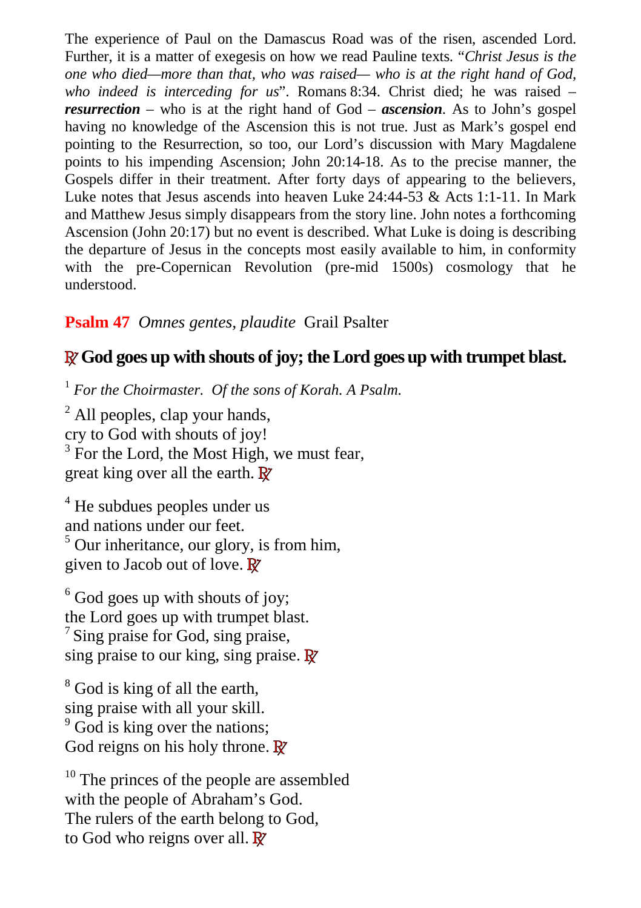The experience of Paul on the Damascus Road was of the risen, ascended Lord. Further, it is a matter of exegesis on how we read Pauline texts. "*Christ Jesus is the one who died—more than that, who was raised— who is at the right hand of God, who indeed is interceding for us*". Romans 8:34. Christ died; he was raised – ***resurrection*** – who is at the right hand of God – ***ascension***. As to John's gospel having no knowledge of the Ascension this is not true. Just as Mark's gospel end pointing to the Resurrection, so too, our Lord's discussion with Mary Magdalene points to his impending Ascension; John 20:14-18. As to the precise manner, the Gospels differ in their treatment. After forty days of appearing to the believers, Luke notes that Jesus ascends into heaven Luke 24:44-53 & Acts 1:1-11. In Mark and Matthew Jesus simply disappears from the story line. John notes a forthcoming Ascension (John 20:17) but no event is described. What Luke is doing is describing the departure of Jesus in the concepts most easily available to him, in conformity with the pre-Copernican Revolution (pre-mid 1500s) cosmology that he understood.

**Psalm 47** *Omnes gentes, plaudite* Grail Psalter

**℟ God goes up with shouts of joy; the Lord goes up with trumpet blast.**

[1] *For the Choirmaster. Of the sons of Korah. A Psalm.*

[2] All peoples, clap your hands,
cry to God with shouts of joy!
[3] For the Lord, the Most High, we must fear,
great king over all the earth. ℟

[4] He subdues peoples under us
and nations under our feet.
[5] Our inheritance, our glory, is from him,
given to Jacob out of love. ℟

[6] God goes up with shouts of joy;
the Lord goes up with trumpet blast.
[7] Sing praise for God, sing praise,
sing praise to our king, sing praise. ℟

[8] God is king of all the earth,
sing praise with all your skill.
[9] God is king over the nations;
God reigns on his holy throne. ℟

[10] The princes of the people are assembled
with the people of Abraham's God.
The rulers of the earth belong to God,
to God who reigns over all. ℟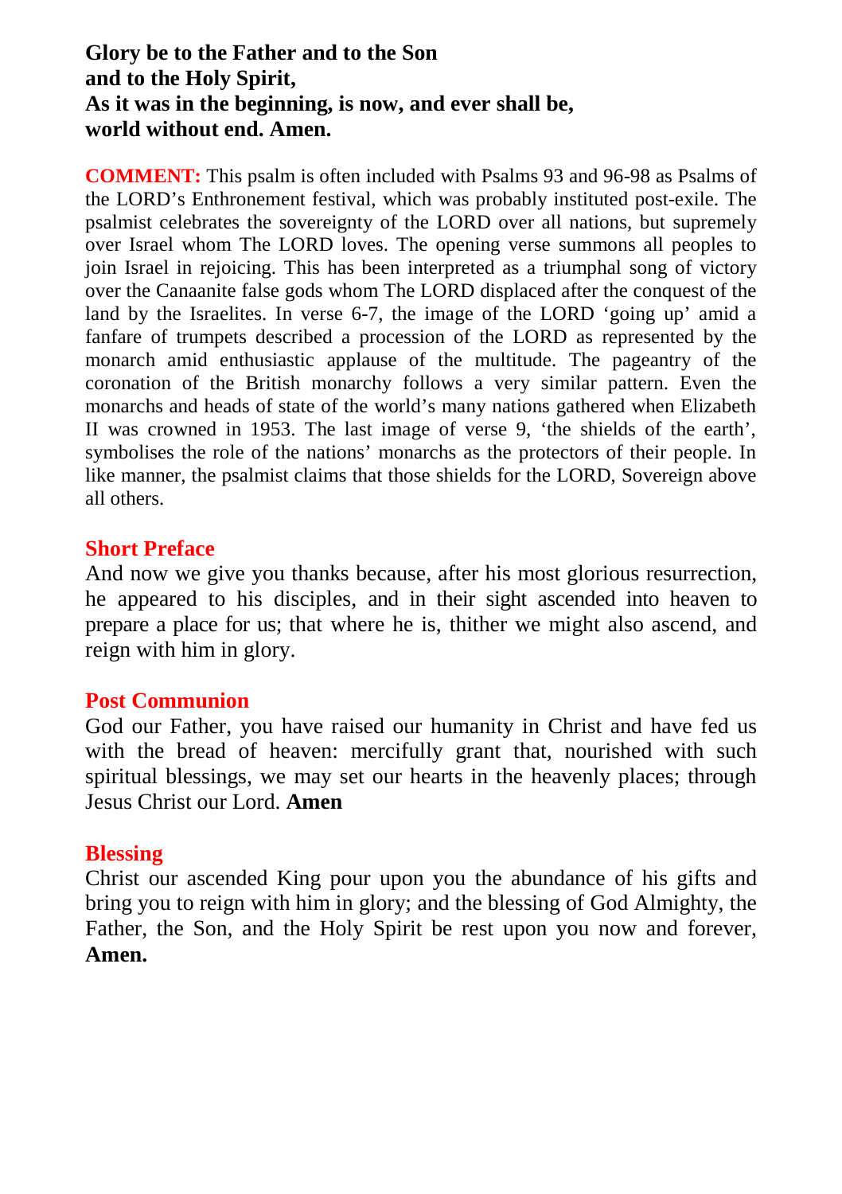**Glory be to the Father and to the Son**
**and to the Holy Spirit,**
**As it was in the beginning, is now, and ever shall be,**
**world without end. Amen.**

**COMMENT:** This psalm is often included with Psalms 93 and 96-98 as Psalms of the LORD's Enthronement festival, which was probably instituted post-exile. The psalmist celebrates the sovereignty of the LORD over all nations, but supremely over Israel whom The LORD loves. The opening verse summons all peoples to join Israel in rejoicing. This has been interpreted as a triumphal song of victory over the Canaanite false gods whom The LORD displaced after the conquest of the land by the Israelites. In verse 6-7, the image of the LORD 'going up' amid a fanfare of trumpets described a procession of the LORD as represented by the monarch amid enthusiastic applause of the multitude. The pageantry of the coronation of the British monarchy follows a very similar pattern. Even the monarchs and heads of state of the world's many nations gathered when Elizabeth II was crowned in 1953. The last image of verse 9, 'the shields of the earth', symbolises the role of the nations' monarchs as the protectors of their people. In like manner, the psalmist claims that those shields for the LORD, Sovereign above all others.

## Short Preface

And now we give you thanks because, after his most glorious resurrection, he appeared to his disciples, and in their sight ascended into heaven to prepare a place for us; that where he is, thither we might also ascend, and reign with him in glory.

## Post Communion

God our Father, you have raised our humanity in Christ and have fed us with the bread of heaven: mercifully grant that, nourished with such spiritual blessings, we may set our hearts in the heavenly places; through Jesus Christ our Lord. **Amen**

## Blessing

Christ our ascended King pour upon you the abundance of his gifts and bring you to reign with him in glory; and the blessing of God Almighty, the Father, the Son, and the Holy Spirit be rest upon you now and forever, **Amen.**